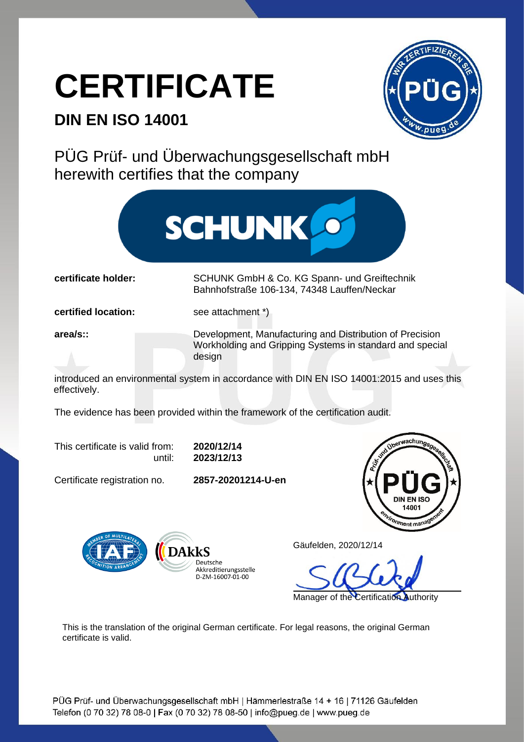# CERTIFICATE

## DIN EN ISO 14001

PÜG Prüf- und Überwachungsgesellschaft mbH
herewith certifies that the company

**certificate holder:** SCHUNK GmbH & Co. KG Spann- und Greiftechnik
Bahnhofstraße 106-134, 74348 Lauffen/Neckar

**certified location:** see attachment *)

**area/s::** Development, Manufacturing and Distribution of Precision Workholding and Gripping Systems in standard and special design

introduced an environmental system in accordance with DIN EN ISO 14001:2015 and uses this effectively.

The evidence has been provided within the framework of the certification audit.

This certificate is valid from: **2020/12/14**
until: **2023/12/13**

Certificate registration no. **2857-20201214-U-en**

DAkkS Deutsche Akkreditierungsstelle D-ZM-16007-01-00

Gäufelden, 2020/12/14

Manager of the Certification Authority

This is the translation of the original German certificate. For legal reasons, the original German certificate is valid.

PÜG Prüf- und Überwachungsgesellschaft mbH | Hämmerlestraße 14 + 16 | 71126 Gäufelden
Telefon (0 70 32) 78 08-0 | Fax (0 70 32) 78 08-50 | info@pueg.de | www.pueg.de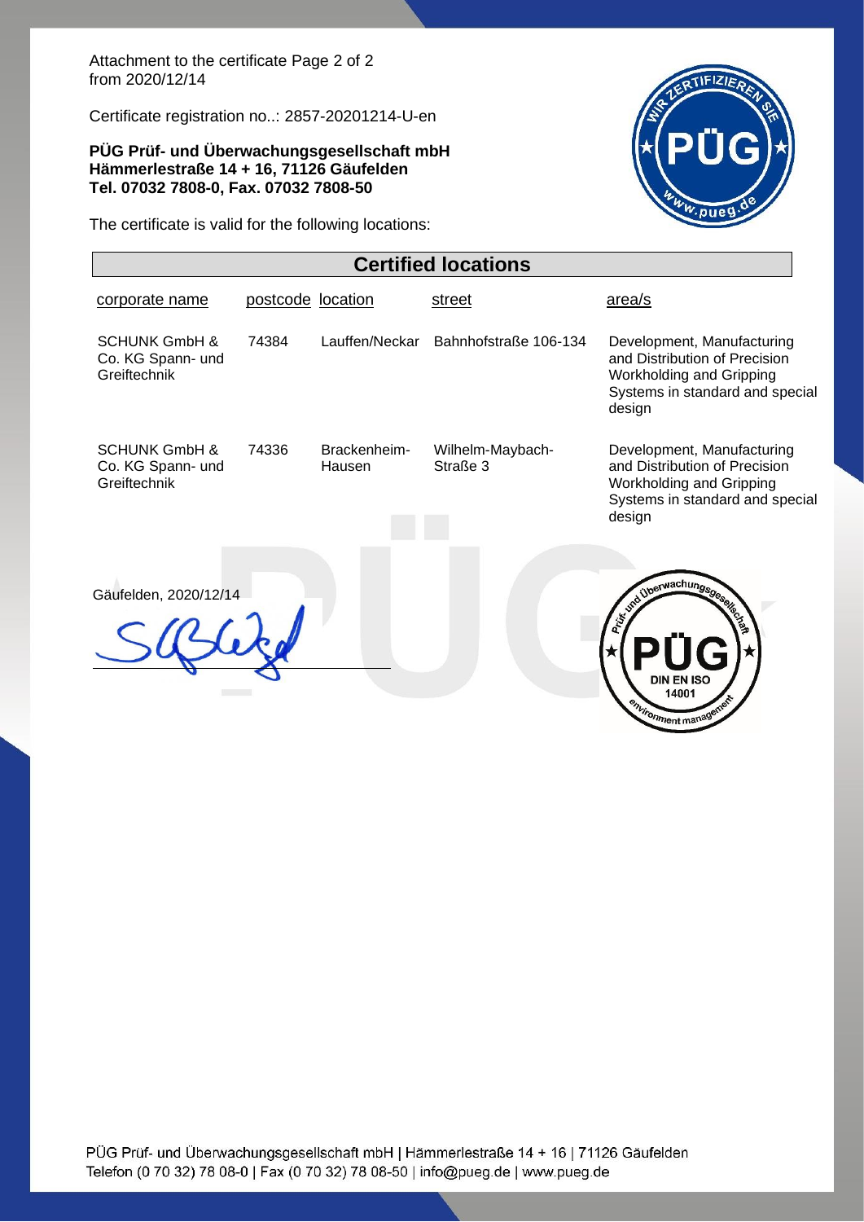Attachment to the certificate Page 2 of 2
from 2020/12/14

Certificate registration no..: 2857-20201214-U-en

**PÜG Prüf- und Überwachungsgesellschaft mbH**
**Hämmerlestraße 14 + 16, 71126 Gäufelden**
**Tel. 07032 7808-0, Fax. 07032 7808-50**

The certificate is valid for the following locations:

## Certified locations

| corporate name | postcode | location | street | area/s |
|---|---|---|---|---|
| SCHUNK GmbH & Co. KG Spann- und Greiftechnik | 74384 | Lauffen/Neckar | Bahnhofstraße 106-134 | Development, Manufacturing and Distribution of Precision Workholding and Gripping Systems in standard and special design |
| SCHUNK GmbH & Co. KG Spann- und Greiftechnik | 74336 | Brackenheim-Hausen | Wilhelm-Maybach-Straße 3 | Development, Manufacturing and Distribution of Precision Workholding and Gripping Systems in standard and special design |

Gäufelden, 2020/12/14

Prüf- und Überwachungsgesellschaft
PÜG
DIN EN ISO 14001
environment management

PÜG Prüf- und Überwachungsgesellschaft mbH | Hämmerlestraße 14 + 16 | 71126 Gäufelden
Telefon (0 70 32) 78 08-0 | Fax (0 70 32) 78 08-50 | info@pueg.de | www.pueg.de